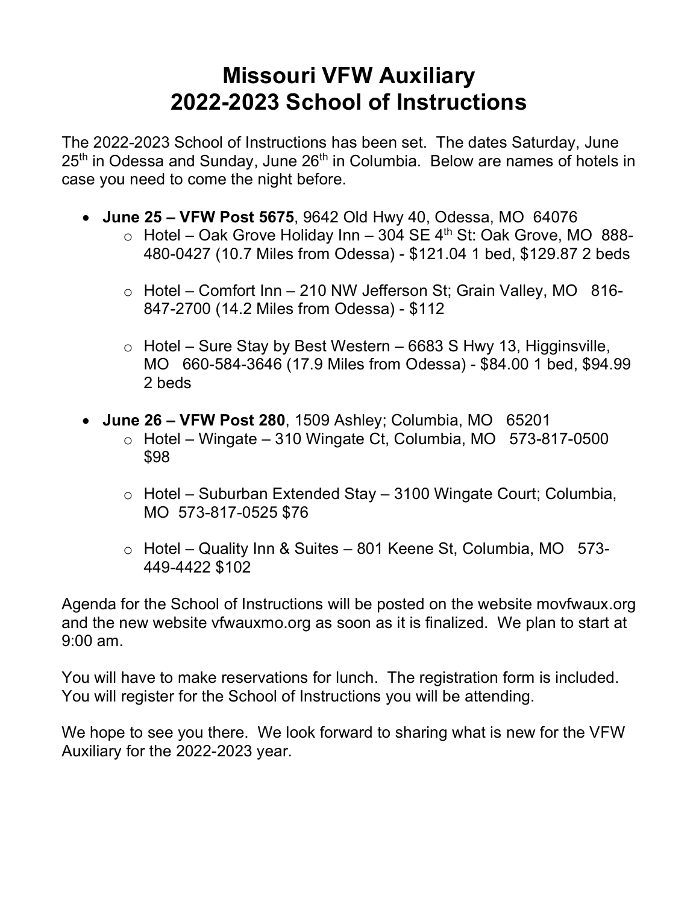# Missouri VFW Auxiliary
# 2022-2023 School of Instructions

The 2022-2023 School of Instructions has been set. The dates Saturday, June 25th in Odessa and Sunday, June 26th in Columbia. Below are names of hotels in case you need to come the night before.

- **June 25 – VFW Post 5675**, 9642 Old Hwy 40, Odessa, MO 64076
  - Hotel – Oak Grove Holiday Inn – 304 SE 4th St: Oak Grove, MO 888-480-0427 (10.7 Miles from Odessa) - $121.04 1 bed, $129.87 2 beds
  - Hotel – Comfort Inn – 210 NW Jefferson St; Grain Valley, MO 816-847-2700 (14.2 Miles from Odessa) - $112
  - Hotel – Sure Stay by Best Western – 6683 S Hwy 13, Higginsville, MO 660-584-3646 (17.9 Miles from Odessa) - $84.00 1 bed, $94.99 2 beds
- **June 26 – VFW Post 280**, 1509 Ashley; Columbia, MO 65201
  - Hotel – Wingate – 310 Wingate Ct, Columbia, MO 573-817-0500 $98
  - Hotel – Suburban Extended Stay – 3100 Wingate Court; Columbia, MO 573-817-0525 $76
  - Hotel – Quality Inn & Suites – 801 Keene St, Columbia, MO 573-449-4422 $102

Agenda for the School of Instructions will be posted on the website movfwaux.org and the new website vfwauxmo.org as soon as it is finalized. We plan to start at 9:00 am.

You will have to make reservations for lunch. The registration form is included. You will register for the School of Instructions you will be attending.

We hope to see you there. We look forward to sharing what is new for the VFW Auxiliary for the 2022-2023 year.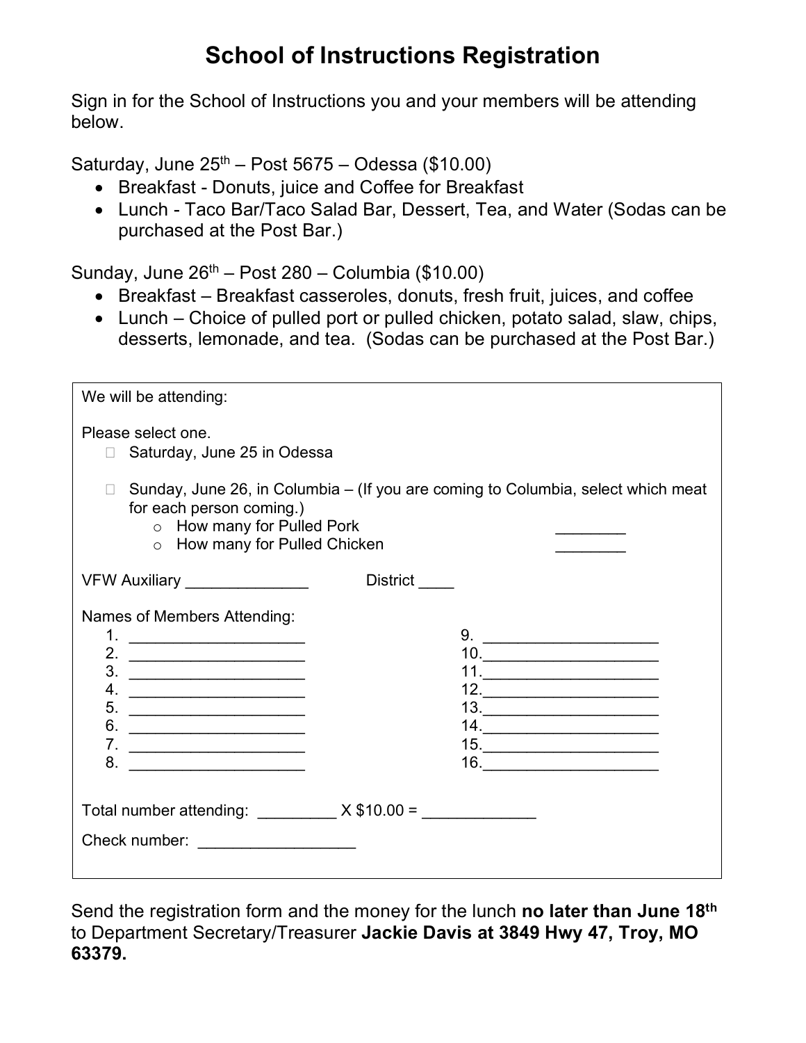# School of Instructions Registration

Sign in for the School of Instructions you and your members will be attending below.

Saturday, June 25th – Post 5675 – Odessa ($10.00)

- Breakfast - Donuts, juice and Coffee for Breakfast
- Lunch - Taco Bar/Taco Salad Bar, Dessert, Tea, and Water (Sodas can be purchased at the Post Bar.)

Sunday, June 26th – Post 280 – Columbia ($10.00)

- Breakfast – Breakfast casseroles, donuts, fresh fruit, juices, and coffee
- Lunch – Choice of pulled port or pulled chicken, potato salad, slaw, chips, desserts, lemonade, and tea. (Sodas can be purchased at the Post Bar.)

---

We will be attending:

Please select one.

- ☐ Saturday, June 25 in Odessa
- ☐ Sunday, June 26, in Columbia – (If you are coming to Columbia, select which meat for each person coming.)
  - How many for Pulled Pork ________
  - How many for Pulled Chicken ________

VFW Auxiliary ______________ District ____

Names of Members Attending:

1. ____________________
2. ____________________
3. ____________________
4. ____________________
5. ____________________
6. ____________________
7. ____________________
8. ____________________
9. ____________________
10. ____________________
11. ____________________
12. ____________________
13. ____________________
14. ____________________
15. ____________________
16. ____________________

Total number attending: _________ X $10.00 = _____________

Check number: __________________

---

Send the registration form and the money for the lunch **no later than June 18th** to Department Secretary/Treasurer **Jackie Davis at 3849 Hwy 47, Troy, MO 63379.**